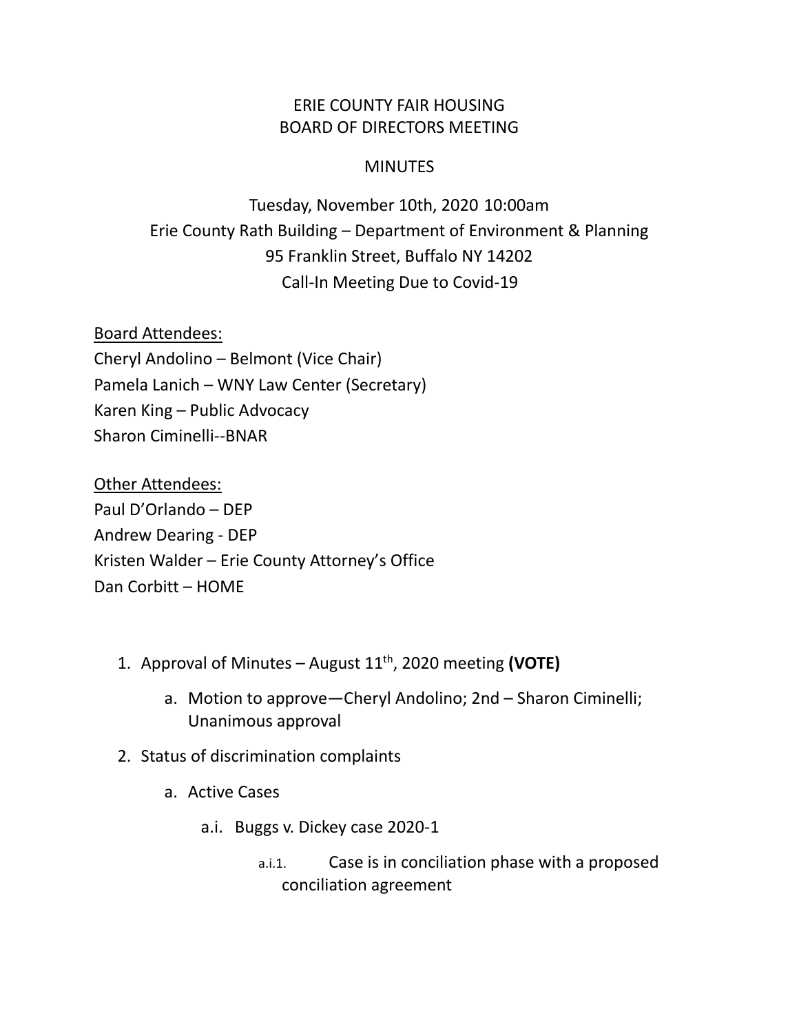# ERIE COUNTY FAIR HOUSING
# BOARD OF DIRECTORS MEETING

## MINUTES

Tuesday, November 10th, 2020 10:00am
Erie County Rath Building – Department of Environment & Planning
95 Franklin Street, Buffalo NY 14202
Call-In Meeting Due to Covid-19

Board Attendees:
Cheryl Andolino – Belmont (Vice Chair)
Pamela Lanich – WNY Law Center (Secretary)
Karen King – Public Advocacy
Sharon Ciminelli--BNAR

Other Attendees:
Paul D'Orlando – DEP
Andrew Dearing - DEP
Kristen Walder – Erie County Attorney's Office
Dan Corbitt – HOME

1. Approval of Minutes – August 11th, 2020 meeting **(VOTE)**
   a. Motion to approve—Cheryl Andolino; 2nd – Sharon Ciminelli; Unanimous approval
2. Status of discrimination complaints
   a. Active Cases
      a.i. Buggs v. Dickey case 2020-1
         a.i.1. Case is in conciliation phase with a proposed conciliation agreement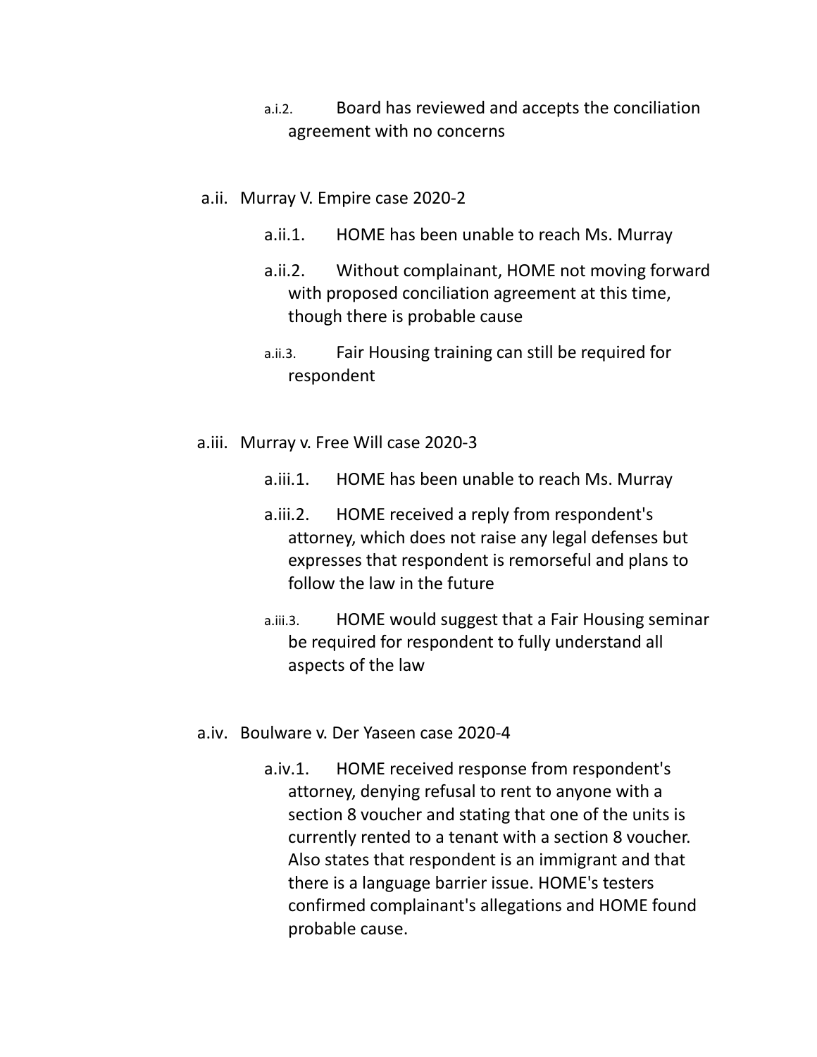- a.i.2. Board has reviewed and accepts the conciliation agreement with no concerns

- a.ii. Murray V. Empire case 2020-2
  - a.ii.1. HOME has been unable to reach Ms. Murray
  - a.ii.2. Without complainant, HOME not moving forward with proposed conciliation agreement at this time, though there is probable cause
  - a.ii.3. Fair Housing training can still be required for respondent

- a.iii. Murray v. Free Will case 2020-3
  - a.iii.1. HOME has been unable to reach Ms. Murray
  - a.iii.2. HOME received a reply from respondent's attorney, which does not raise any legal defenses but expresses that respondent is remorseful and plans to follow the law in the future
  - a.iii.3. HOME would suggest that a Fair Housing seminar be required for respondent to fully understand all aspects of the law

- a.iv. Boulware v. Der Yaseen case 2020-4
  - a.iv.1. HOME received response from respondent's attorney, denying refusal to rent to anyone with a section 8 voucher and stating that one of the units is currently rented to a tenant with a section 8 voucher. Also states that respondent is an immigrant and that there is a language barrier issue. HOME's testers confirmed complainant's allegations and HOME found probable cause.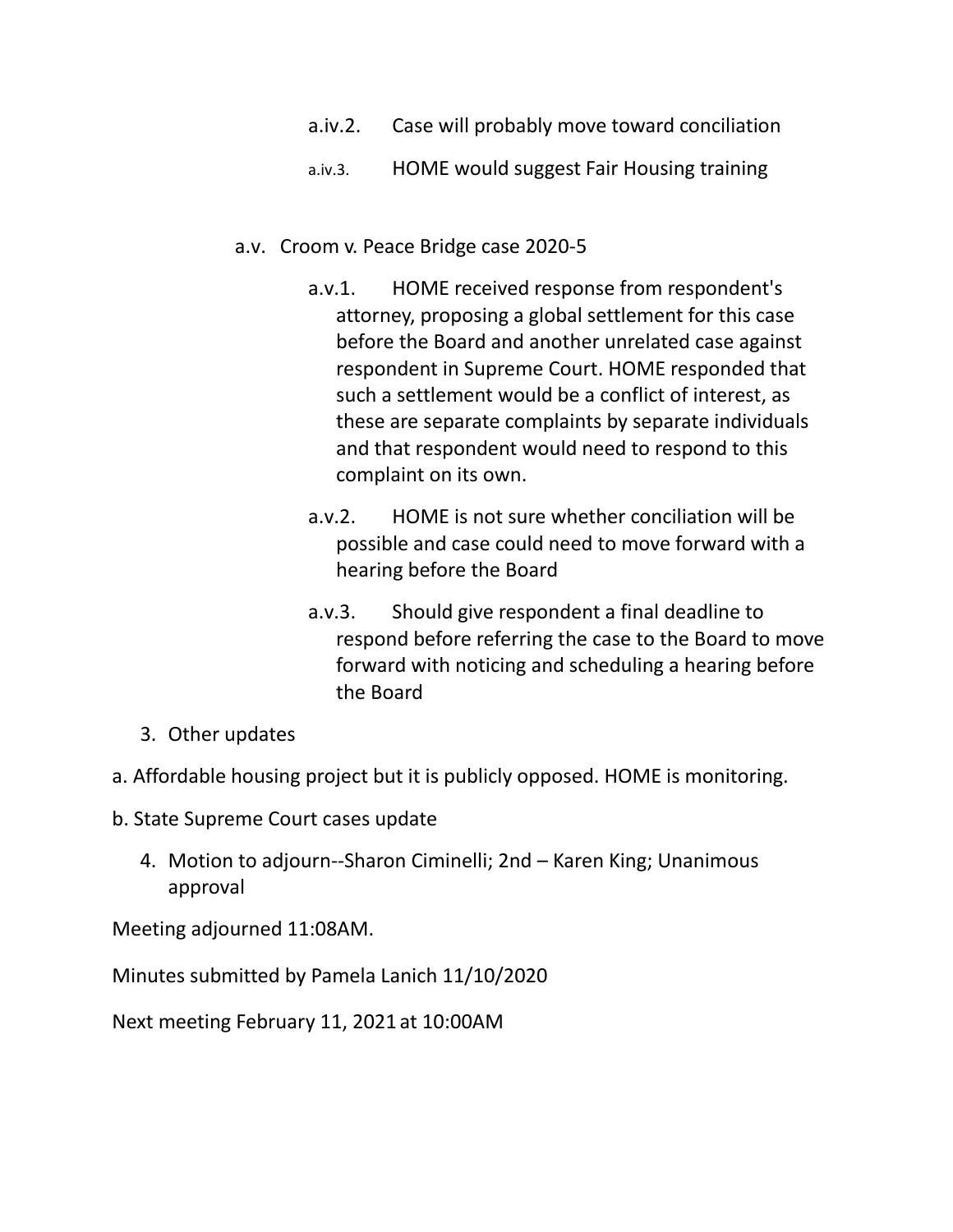a.iv.2. Case will probably move toward conciliation

a.iv.3. HOME would suggest Fair Housing training

a.v. Croom v. Peace Bridge case 2020-5

a.v.1. HOME received response from respondent's attorney, proposing a global settlement for this case before the Board and another unrelated case against respondent in Supreme Court. HOME responded that such a settlement would be a conflict of interest, as these are separate complaints by separate individuals and that respondent would need to respond to this complaint on its own.

a.v.2. HOME is not sure whether conciliation will be possible and case could need to move forward with a hearing before the Board

a.v.3. Should give respondent a final deadline to respond before referring the case to the Board to move forward with noticing and scheduling a hearing before the Board

3. Other updates

a. Affordable housing project but it is publicly opposed. HOME is monitoring.

b. State Supreme Court cases update

4. Motion to adjourn--Sharon Ciminelli; 2nd – Karen King; Unanimous approval

Meeting adjourned 11:08AM.

Minutes submitted by Pamela Lanich 11/10/2020

Next meeting February 11, 2021 at 10:00AM